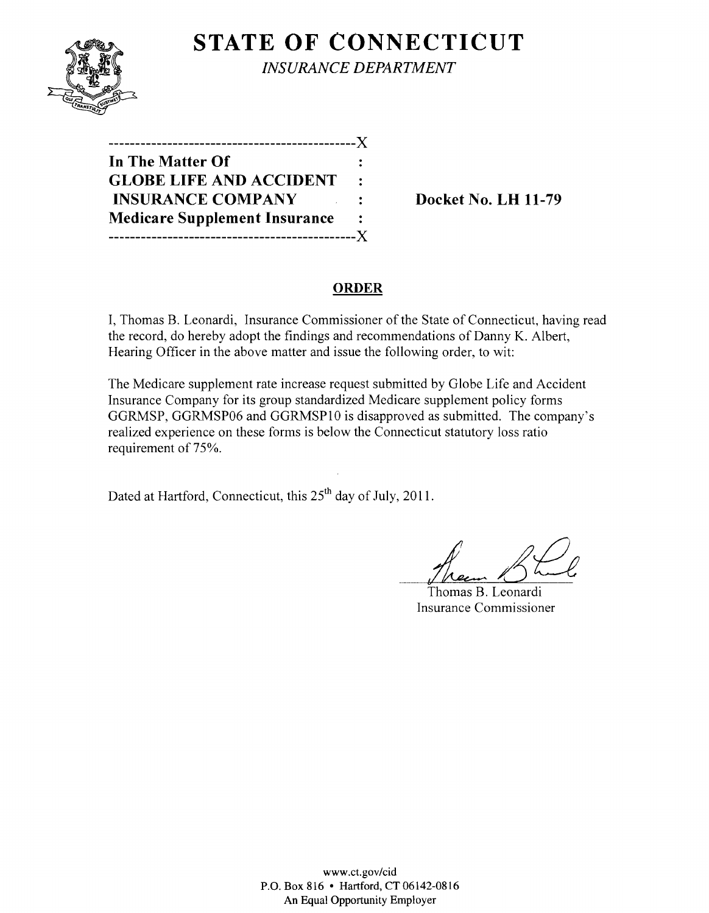# STATE OF CONNECTICUT

*INSURANCE DEPARTMENT*

----------------------------------------------X

**In The Matter Of** :
**GLOBE LIFE AND ACCIDENT** :
**INSURANCE COMPANY** : **Docket No. LH 11-79**
**Medicare Supplement Insurance** :

----------------------------------------------X

## ORDER

I, Thomas B. Leonardi, Insurance Commissioner of the State of Connecticut, having read the record, do hereby adopt the findings and recommendations of Danny K. Albert, Hearing Officer in the above matter and issue the following order, to wit:

The Medicare supplement rate increase request submitted by Globe Life and Accident Insurance Company for its group standardized Medicare supplement policy forms GGRMSP, GGRMSP06 and GGRMSP10 is disapproved as submitted. The company's realized experience on these forms is below the Connecticut statutory loss ratio requirement of 75%.

Dated at Hartford, Connecticut, this 25th day of July, 2011.

Thomas B. Leonardi
Insurance Commissioner

www.ct.gov/cid
P.O. Box 816 • Hartford, CT 06142-0816
An Equal Opportunity Employer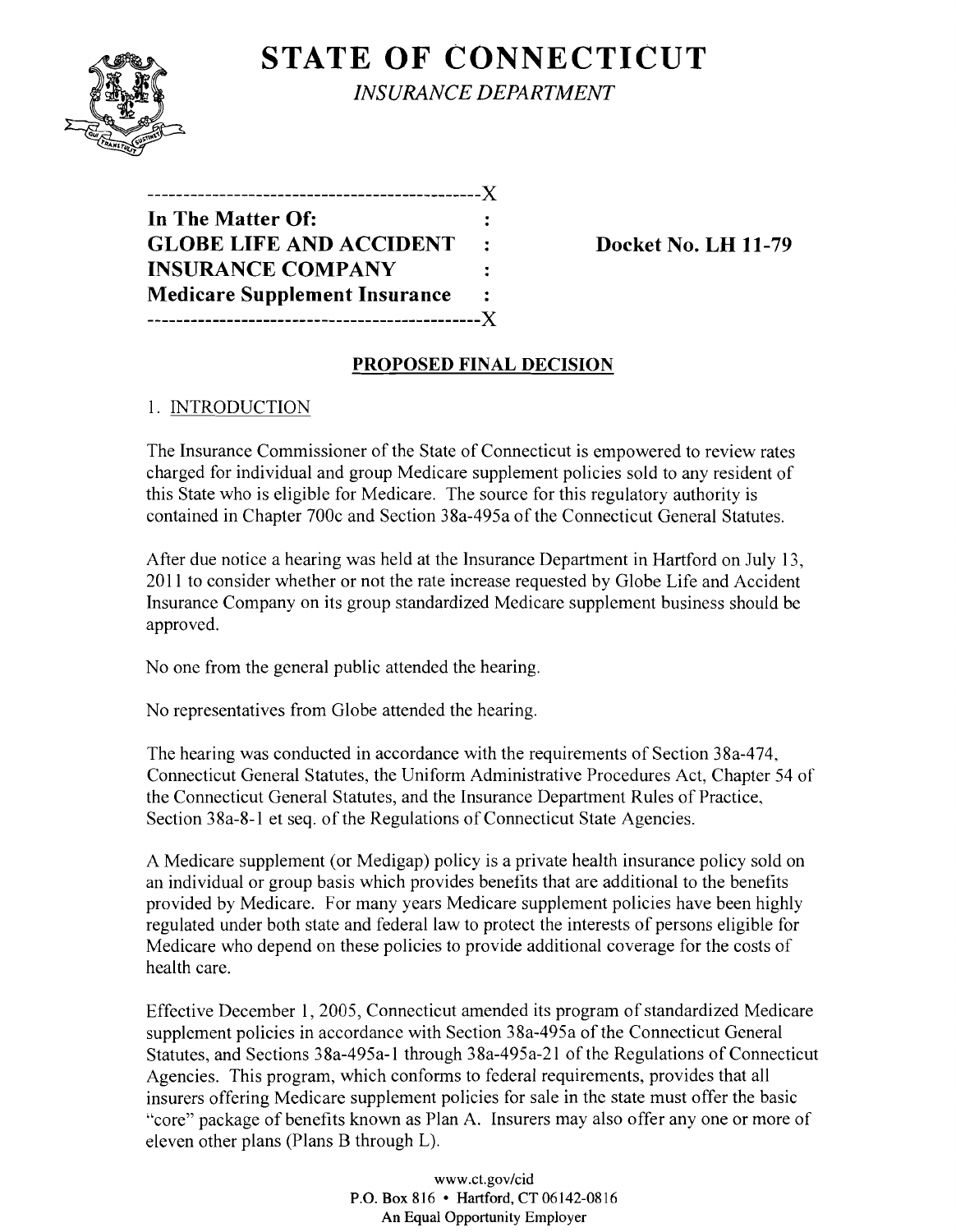# STATE OF CONNECTICUT

*INSURANCE DEPARTMENT*

```
----------------------------------------------X
In The Matter Of:                             :
GLOBE LIFE AND ACCIDENT                       :
INSURANCE COMPANY                             :
Medicare Supplement Insurance                 :
----------------------------------------------X
```

**Docket No. LH 11-79**

## PROPOSED FINAL DECISION

### 1. INTRODUCTION

The Insurance Commissioner of the State of Connecticut is empowered to review rates charged for individual and group Medicare supplement policies sold to any resident of this State who is eligible for Medicare. The source for this regulatory authority is contained in Chapter 700c and Section 38a-495a of the Connecticut General Statutes.

After due notice a hearing was held at the Insurance Department in Hartford on July 13, 2011 to consider whether or not the rate increase requested by Globe Life and Accident Insurance Company on its group standardized Medicare supplement business should be approved.

No one from the general public attended the hearing.

No representatives from Globe attended the hearing.

The hearing was conducted in accordance with the requirements of Section 38a-474, Connecticut General Statutes, the Uniform Administrative Procedures Act, Chapter 54 of the Connecticut General Statutes, and the Insurance Department Rules of Practice, Section 38a-8-1 et seq. of the Regulations of Connecticut State Agencies.

A Medicare supplement (or Medigap) policy is a private health insurance policy sold on an individual or group basis which provides benefits that are additional to the benefits provided by Medicare. For many years Medicare supplement policies have been highly regulated under both state and federal law to protect the interests of persons eligible for Medicare who depend on these policies to provide additional coverage for the costs of health care.

Effective December 1, 2005, Connecticut amended its program of standardized Medicare supplement policies in accordance with Section 38a-495a of the Connecticut General Statutes, and Sections 38a-495a-1 through 38a-495a-21 of the Regulations of Connecticut Agencies. This program, which conforms to federal requirements, provides that all insurers offering Medicare supplement policies for sale in the state must offer the basic "core" package of benefits known as Plan A. Insurers may also offer any one or more of eleven other plans (Plans B through L).

www.ct.gov/cid
P.O. Box 816 • Hartford, CT 06142-0816
An Equal Opportunity Employer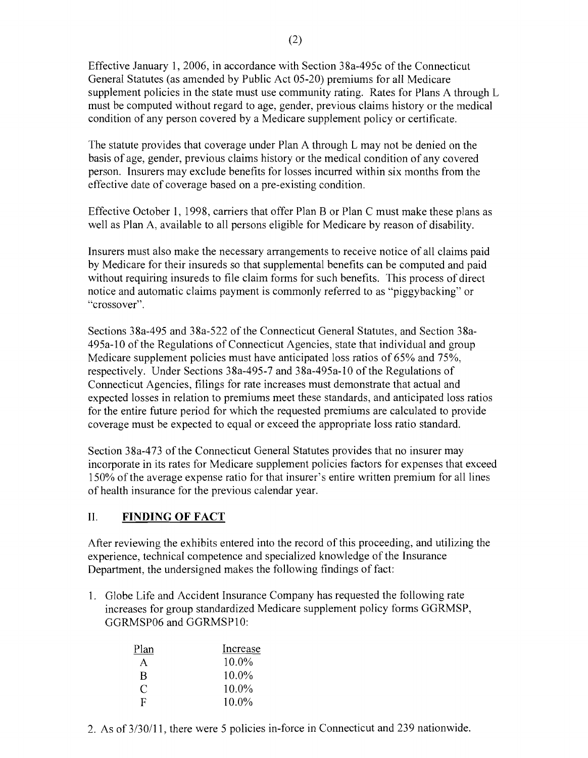Effective January 1, 2006, in accordance with Section 38a-495c of the Connecticut General Statutes (as amended by Public Act 05-20) premiums for all Medicare supplement policies in the state must use community rating. Rates for Plans A through L must be computed without regard to age, gender, previous claims history or the medical condition of any person covered by a Medicare supplement policy or certificate.

The statute provides that coverage under Plan A through L may not be denied on the basis of age, gender, previous claims history or the medical condition of any covered person. Insurers may exclude benefits for losses incurred within six months from the effective date of coverage based on a pre-existing condition.

Effective October 1, 1998, carriers that offer Plan B or Plan C must make these plans as well as Plan A, available to all persons eligible for Medicare by reason of disability.

Insurers must also make the necessary arrangements to receive notice of all claims paid by Medicare for their insureds so that supplemental benefits can be computed and paid without requiring insureds to file claim forms for such benefits. This process of direct notice and automatic claims payment is commonly referred to as "piggybacking" or "crossover".

Sections 38a-495 and 38a-522 of the Connecticut General Statutes, and Section 38a-495a-10 of the Regulations of Connecticut Agencies, state that individual and group Medicare supplement policies must have anticipated loss ratios of 65% and 75%, respectively. Under Sections 38a-495-7 and 38a-495a-10 of the Regulations of Connecticut Agencies, filings for rate increases must demonstrate that actual and expected losses in relation to premiums meet these standards, and anticipated loss ratios for the entire future period for which the requested premiums are calculated to provide coverage must be expected to equal or exceed the appropriate loss ratio standard.

Section 38a-473 of the Connecticut General Statutes provides that no insurer may incorporate in its rates for Medicare supplement policies factors for expenses that exceed 150% of the average expense ratio for that insurer's entire written premium for all lines of health insurance for the previous calendar year.

## II. **FINDING OF FACT**

After reviewing the exhibits entered into the record of this proceeding, and utilizing the experience, technical competence and specialized knowledge of the Insurance Department, the undersigned makes the following findings of fact:

1. Globe Life and Accident Insurance Company has requested the following rate increases for group standardized Medicare supplement policy forms GGRMSP, GGRMSP06 and GGRMSP10:

| Plan | Increase |
|---|---|
| A | 10.0% |
| B | 10.0% |
| C | 10.0% |
| F | 10.0% |

2. As of 3/30/11, there were 5 policies in-force in Connecticut and 239 nationwide.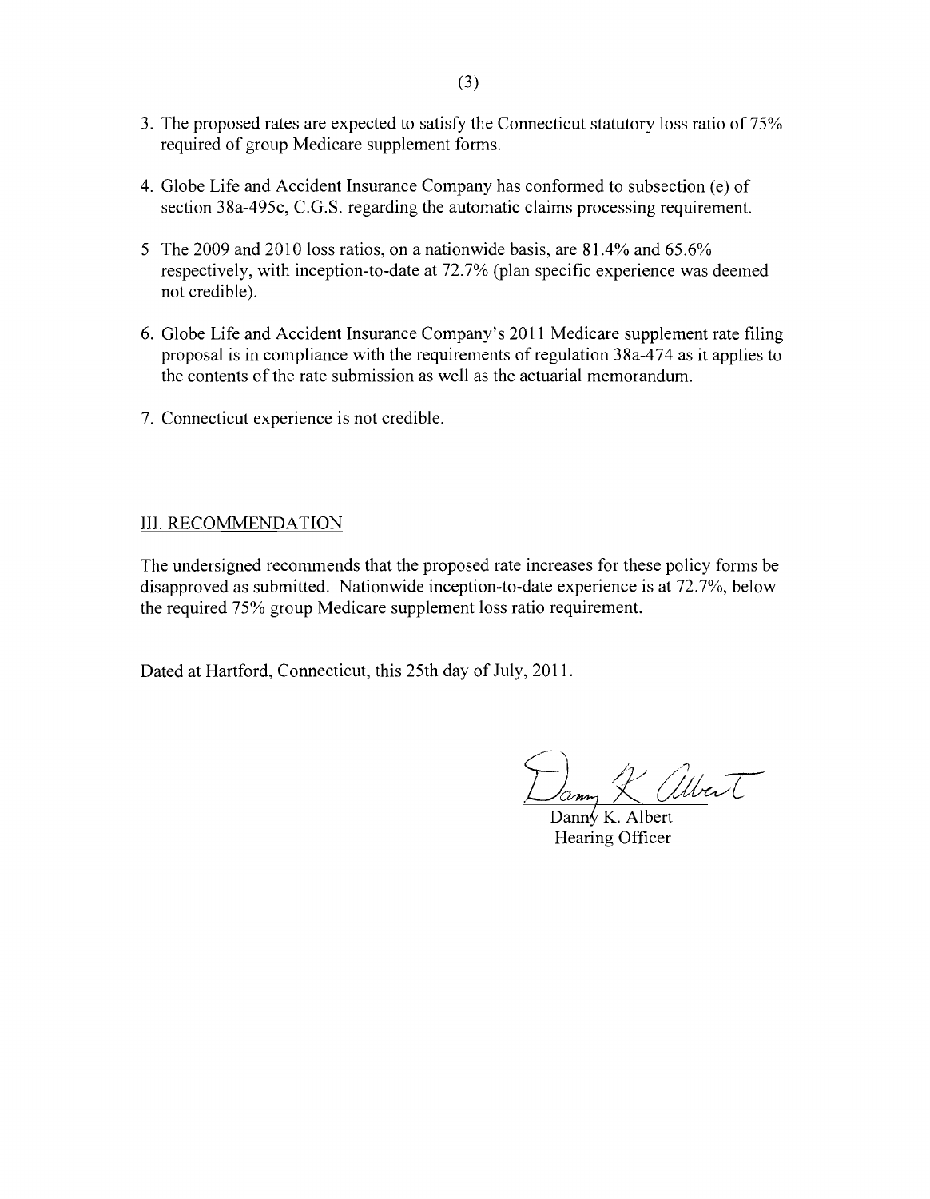3. The proposed rates are expected to satisfy the Connecticut statutory loss ratio of 75% required of group Medicare supplement forms.

4. Globe Life and Accident Insurance Company has conformed to subsection (e) of section 38a-495c, C.G.S. regarding the automatic claims processing requirement.

5 The 2009 and 2010 loss ratios, on a nationwide basis, are 81.4% and 65.6% respectively, with inception-to-date at 72.7% (plan specific experience was deemed not credible).

6. Globe Life and Accident Insurance Company's 2011 Medicare supplement rate filing proposal is in compliance with the requirements of regulation 38a-474 as it applies to the contents of the rate submission as well as the actuarial memorandum.

7. Connecticut experience is not credible.

## III. RECOMMENDATION

The undersigned recommends that the proposed rate increases for these policy forms be disapproved as submitted. Nationwide inception-to-date experience is at 72.7%, below the required 75% group Medicare supplement loss ratio requirement.

Dated at Hartford, Connecticut, this 25th day of July, 2011.

Danny K. Albert
Hearing Officer